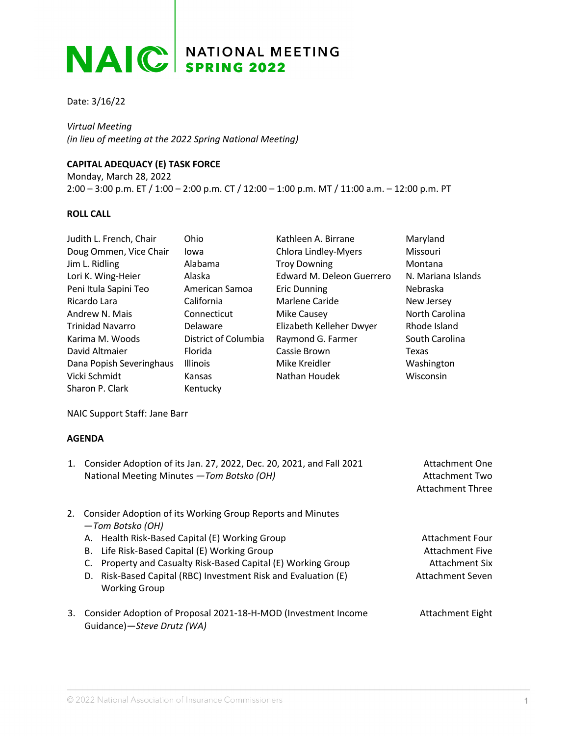# NAIC NATIONAL MEETING SPRING 2022

Date: 3/16/22

*Virtual Meeting*
*(in lieu of meeting at the 2022 Spring National Meeting)*

**CAPITAL ADEQUACY (E) TASK FORCE**
Monday, March 28, 2022
2:00 – 3:00 p.m. ET / 1:00 – 2:00 p.m. CT / 12:00 – 1:00 p.m. MT / 11:00 a.m. – 12:00 p.m. PT

**ROLL CALL**

| | | | |
|---|---|---|---|
| Judith L. French, Chair | Ohio | Kathleen A. Birrane | Maryland |
| Doug Ommen, Vice Chair | Iowa | Chlora Lindley-Myers | Missouri |
| Jim L. Ridling | Alabama | Troy Downing | Montana |
| Lori K. Wing-Heier | Alaska | Edward M. Deleon Guerrero | N. Mariana Islands |
| Peni Itula Sapini Teo | American Samoa | Eric Dunning | Nebraska |
| Ricardo Lara | California | Marlene Caride | New Jersey |
| Andrew N. Mais | Connecticut | Mike Causey | North Carolina |
| Trinidad Navarro | Delaware | Elizabeth Kelleher Dwyer | Rhode Island |
| Karima M. Woods | District of Columbia | Raymond G. Farmer | South Carolina |
| David Altmaier | Florida | Cassie Brown | Texas |
| Dana Popish Severinghaus | Illinois | Mike Kreidler | Washington |
| Vicki Schmidt | Kansas | Nathan Houdek | Wisconsin |
| Sharon P. Clark | Kentucky | | |

NAIC Support Staff: Jane Barr

**AGENDA**

1. Consider Adoption of its Jan. 27, 2022, Dec. 20, 2021, and Fall 2021 National Meeting Minutes —*Tom Botsko (OH)* — Attachment One, Attachment Two, Attachment Three

2. Consider Adoption of its Working Group Reports and Minutes —*Tom Botsko (OH)*
   A. Health Risk-Based Capital (E) Working Group — Attachment Four
   B. Life Risk-Based Capital (E) Working Group — Attachment Five
   C. Property and Casualty Risk-Based Capital (E) Working Group — Attachment Six
   D. Risk-Based Capital (RBC) Investment Risk and Evaluation (E) Working Group — Attachment Seven

3. Consider Adoption of Proposal 2021-18-H-MOD (Investment Income Guidance)—*Steve Drutz (WA)* — Attachment Eight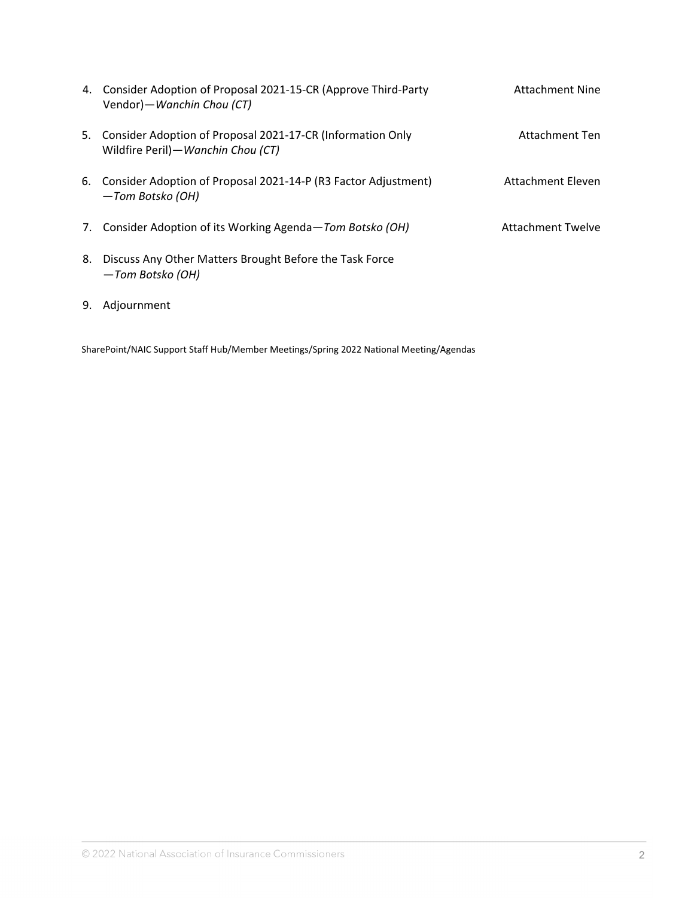4. Consider Adoption of Proposal 2021-15-CR (Approve Third-Party Vendor)—*Wanchin Chou (CT)* — Attachment Nine

5. Consider Adoption of Proposal 2021-17-CR (Information Only Wildfire Peril)—*Wanchin Chou (CT)* — Attachment Ten

6. Consider Adoption of Proposal 2021-14-P (R3 Factor Adjustment) —*Tom Botsko (OH)* — Attachment Eleven

7. Consider Adoption of its Working Agenda—*Tom Botsko (OH)* — Attachment Twelve

8. Discuss Any Other Matters Brought Before the Task Force —*Tom Botsko (OH)*

9. Adjournment

SharePoint/NAIC Support Staff Hub/Member Meetings/Spring 2022 National Meeting/Agendas

© 2022 National Association of Insurance Commissioners